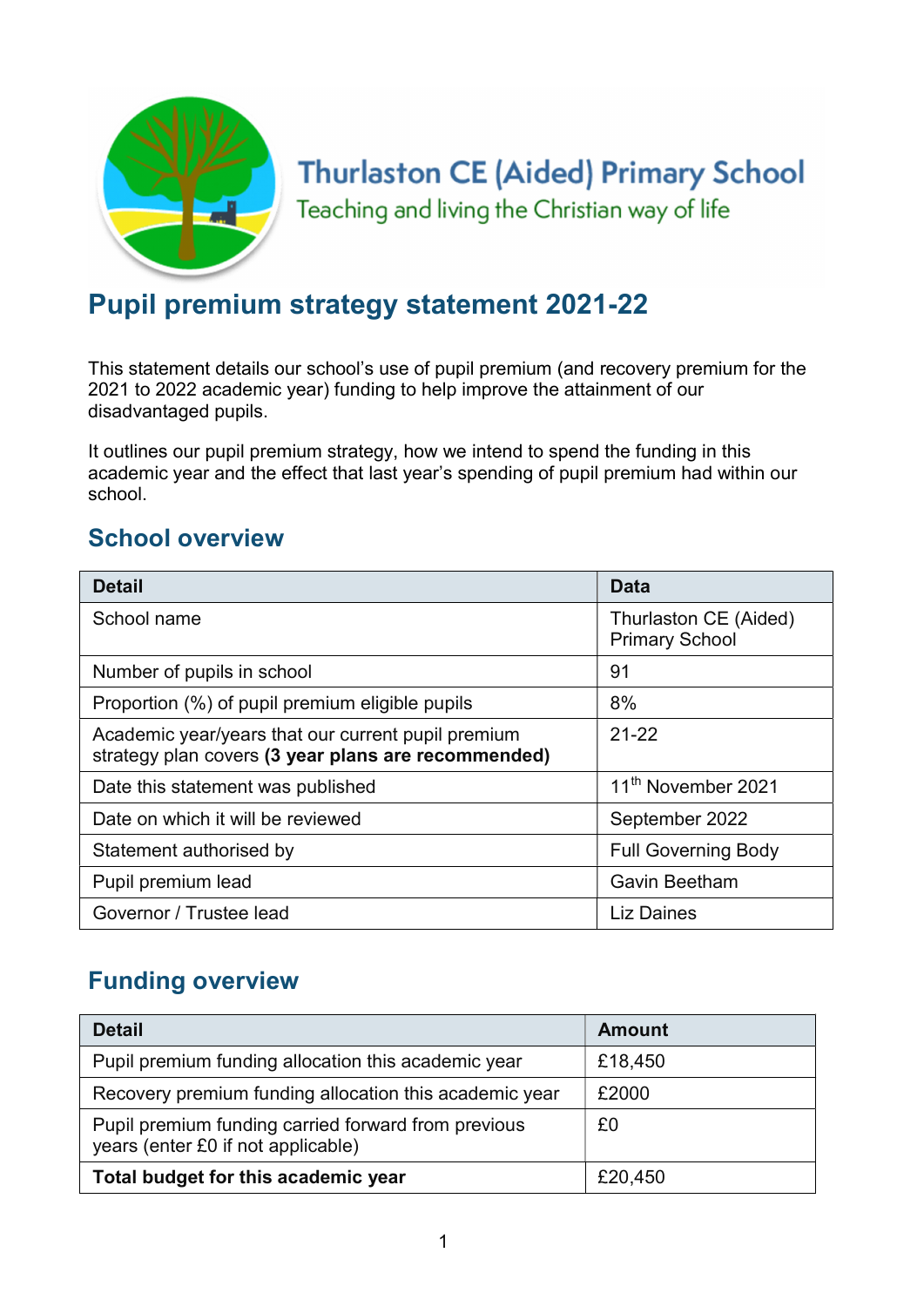Thurlaston CE (Aided) Primary School

Teaching and living the Christian way of life

# Pupil premium strategy statement 2021-22

This statement details our school's use of pupil premium (and recovery premium for the 2021 to 2022 academic year) funding to help improve the attainment of our disadvantaged pupils.

It outlines our pupil premium strategy, how we intend to spend the funding in this academic year and the effect that last year's spending of pupil premium had within our school.

## School overview

| Detail | Data |
|---|---|
| School name | Thurlaston CE (Aided) Primary School |
| Number of pupils in school | 91 |
| Proportion (%) of pupil premium eligible pupils | 8% |
| Academic year/years that our current pupil premium strategy plan covers **(3 year plans are recommended)** | 21-22 |
| Date this statement was published | 11th November 2021 |
| Date on which it will be reviewed | September 2022 |
| Statement authorised by | Full Governing Body |
| Pupil premium lead | Gavin Beetham |
| Governor / Trustee lead | Liz Daines |

## Funding overview

| Detail | Amount |
|---|---|
| Pupil premium funding allocation this academic year | £18,450 |
| Recovery premium funding allocation this academic year | £2000 |
| Pupil premium funding carried forward from previous years (enter £0 if not applicable) | £0 |
| **Total budget for this academic year** | £20,450 |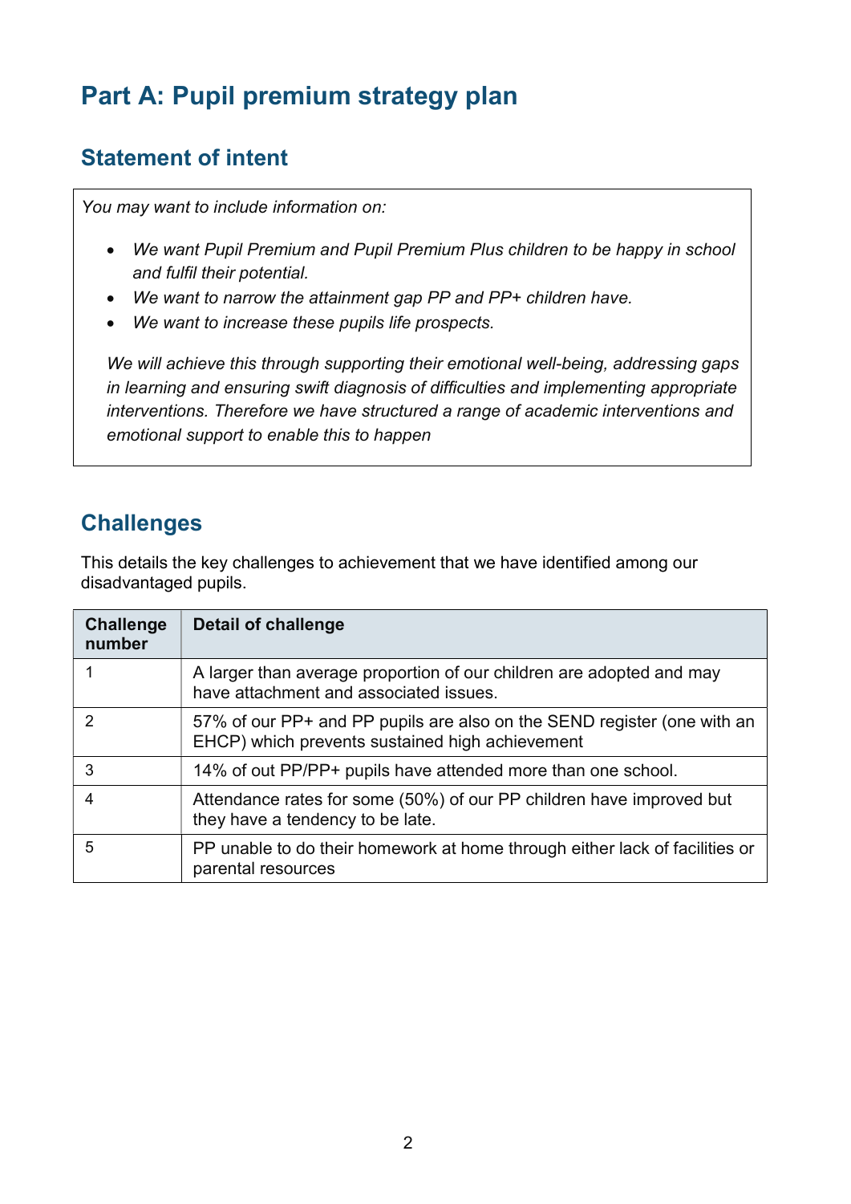# Part A: Pupil premium strategy plan

## Statement of intent

*You may want to include information on:*

- *We want Pupil Premium and Pupil Premium Plus children to be happy in school and fulfil their potential.*
- *We want to narrow the attainment gap PP and PP+ children have.*
- *We want to increase these pupils life prospects.*

*We will achieve this through supporting their emotional well-being, addressing gaps in learning and ensuring swift diagnosis of difficulties and implementing appropriate interventions. Therefore we have structured a range of academic interventions and emotional support to enable this to happen*

## Challenges

This details the key challenges to achievement that we have identified among our disadvantaged pupils.

| Challenge number | Detail of challenge |
|---|---|
| 1 | A larger than average proportion of our children are adopted and may have attachment and associated issues. |
| 2 | 57% of our PP+ and PP pupils are also on the SEND register (one with an EHCP) which prevents sustained high achievement |
| 3 | 14% of out PP/PP+ pupils have attended more than one school. |
| 4 | Attendance rates for some (50%) of our PP children have improved but they have a tendency to be late. |
| 5 | PP unable to do their homework at home through either lack of facilities or parental resources |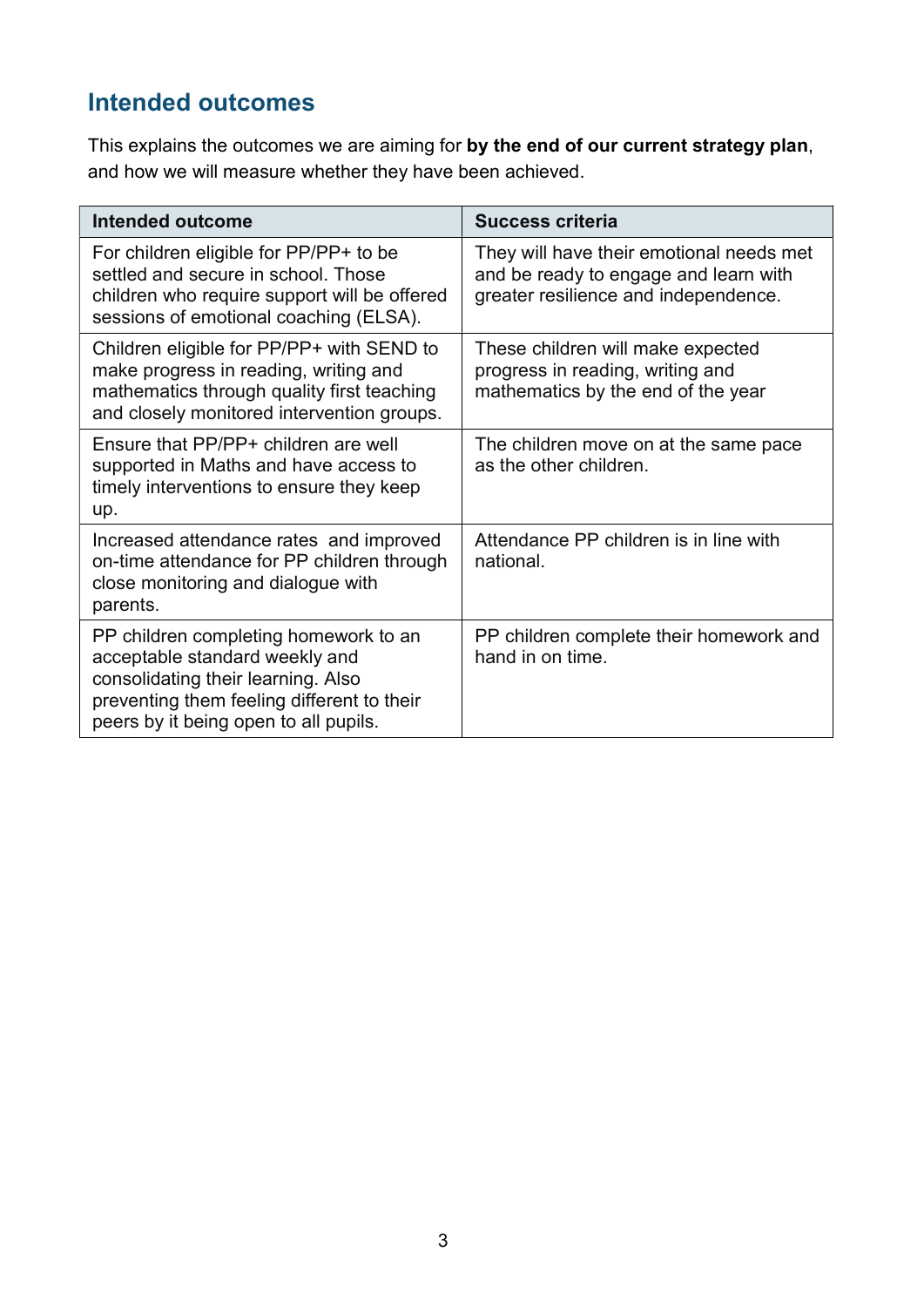## Intended outcomes

This explains the outcomes we are aiming for **by the end of our current strategy plan**, and how we will measure whether they have been achieved.

| Intended outcome | Success criteria |
| --- | --- |
| For children eligible for PP/PP+ to be settled and secure in school. Those children who require support will be offered sessions of emotional coaching (ELSA). | They will have their emotional needs met and be ready to engage and learn with greater resilience and independence. |
| Children eligible for PP/PP+ with SEND to make progress in reading, writing and mathematics through quality first teaching and closely monitored intervention groups. | These children will make expected progress in reading, writing and mathematics by the end of the year |
| Ensure that PP/PP+ children are well supported in Maths and have access to timely interventions to ensure they keep up. | The children move on at the same pace as the other children. |
| Increased attendance rates  and improved on-time attendance for PP children through close monitoring and dialogue with parents. | Attendance PP children is in line with national. |
| PP children completing homework to an acceptable standard weekly and consolidating their learning. Also preventing them feeling different to their peers by it being open to all pupils. | PP children complete their homework and hand in on time. |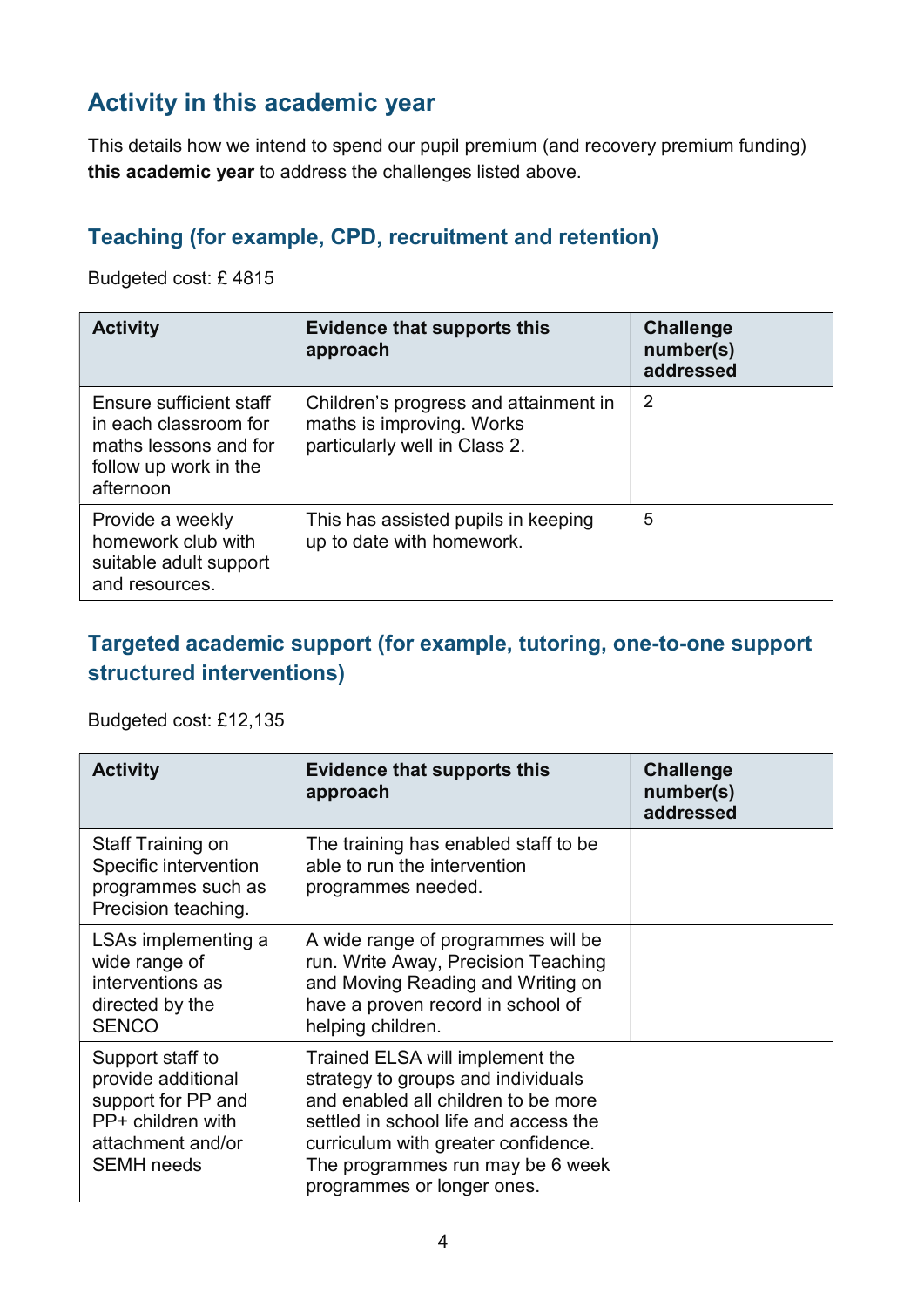## Activity in this academic year

This details how we intend to spend our pupil premium (and recovery premium funding) **this academic year** to address the challenges listed above.

### Teaching (for example, CPD, recruitment and retention)

Budgeted cost: £ 4815

| Activity | Evidence that supports this approach | Challenge number(s) addressed |
| --- | --- | --- |
| Ensure sufficient staff in each classroom for maths lessons and for follow up work in the afternoon | Children's progress and attainment in maths is improving. Works particularly well in Class 2. | 2 |
| Provide a weekly homework club with suitable adult support and resources. | This has assisted pupils in keeping up to date with homework. | 5 |

### Targeted academic support (for example, tutoring, one-to-one support structured interventions)

Budgeted cost: £12,135

| Activity | Evidence that supports this approach | Challenge number(s) addressed |
| --- | --- | --- |
| Staff Training on Specific intervention programmes such as Precision teaching. | The training has enabled staff to be able to run the intervention programmes needed. | |
| LSAs implementing a wide range of interventions as directed by the SENCO | A wide range of programmes will be run. Write Away, Precision Teaching and Moving Reading and Writing on have a proven record in school of helping children. | |
| Support staff to provide additional support for PP and PP+ children with attachment and/or SEMH needs | Trained ELSA will implement the strategy to groups and individuals and enabled all children to be more settled in school life and access the curriculum with greater confidence. The programmes run may be 6 week programmes or longer ones. | |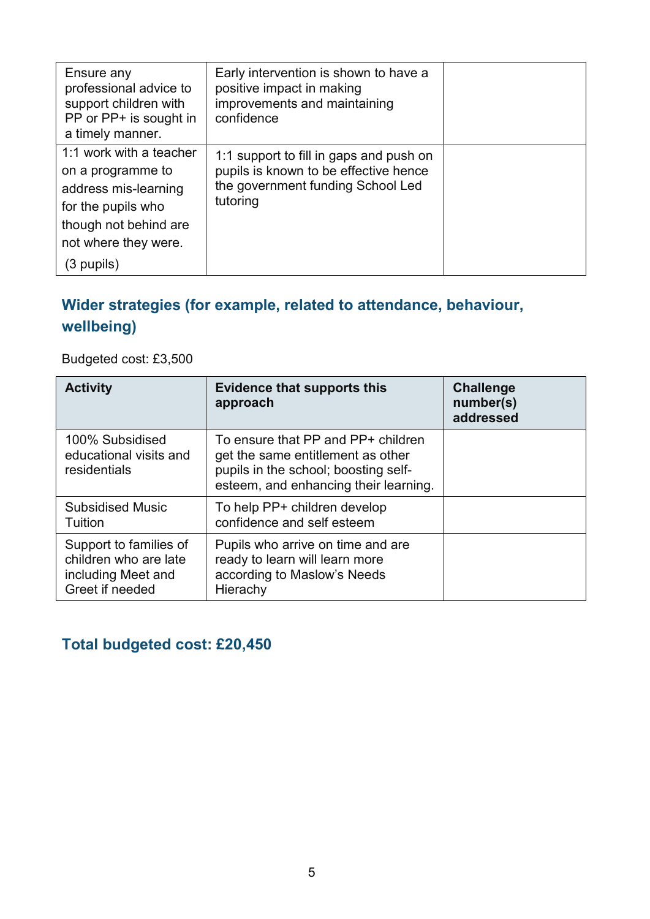| | | |
|---|---|---|
| Ensure any professional advice to support children with PP or PP+ is sought in a timely manner. | Early intervention is shown to have a positive impact in making improvements and maintaining confidence | |
| 1:1 work with a teacher on a programme to address mis-learning for the pupils who though not behind are not where they were. (3 pupils) | 1:1 support to fill in gaps and push on pupils is known to be effective hence the government funding School Led tutoring | |

## Wider strategies (for example, related to attendance, behaviour, wellbeing)

Budgeted cost: £3,500

| Activity | Evidence that supports this approach | Challenge number(s) addressed |
|---|---|---|
| 100% Subsidised educational visits and residentials | To ensure that PP and PP+ children get the same entitlement as other pupils in the school; boosting self-esteem, and enhancing their learning. | |
| Subsidised Music Tuition | To help PP+ children develop confidence and self esteem | |
| Support to families of children who are late including Meet and Greet if needed | Pupils who arrive on time and are ready to learn will learn more according to Maslow's Needs Hierachy | |

## Total budgeted cost: £20,450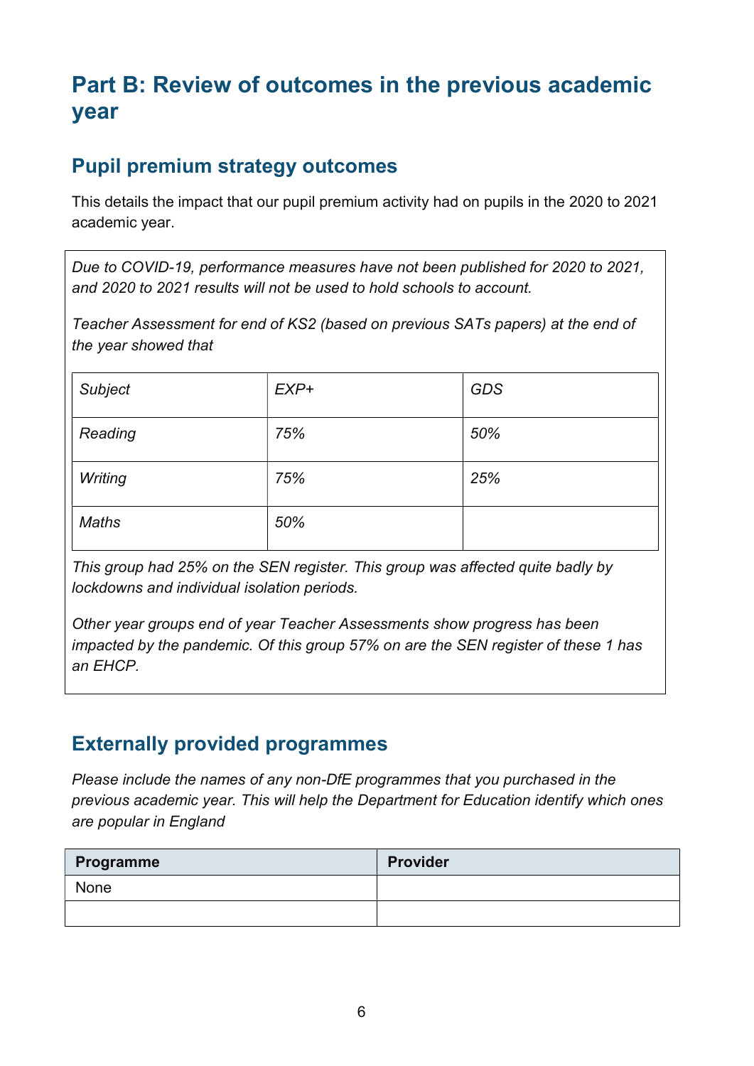# Part B: Review of outcomes in the previous academic year

## Pupil premium strategy outcomes

This details the impact that our pupil premium activity had on pupils in the 2020 to 2021 academic year.

*Due to COVID-19, performance measures have not been published for 2020 to 2021, and 2020 to 2021 results will not be used to hold schools to account.*

*Teacher Assessment for end of KS2 (based on previous SATs papers) at the end of the year showed that*

| *Subject* | *EXP+* | *GDS* |
|---|---|---|
| *Reading* | *75%* | *50%* |
| *Writing* | *75%* | *25%* |
| *Maths* | *50%* | |

*This group had 25% on the SEN register. This group was affected quite badly by lockdowns and individual isolation periods.*

*Other year groups end of year Teacher Assessments show progress has been impacted by the pandemic. Of this group 57% on are the SEN register of these 1 has an EHCP.*

## Externally provided programmes

*Please include the names of any non-DfE programmes that you purchased in the previous academic year. This will help the Department for Education identify which ones are popular in England*

| Programme | Provider |
|---|---|
| None | |
| | |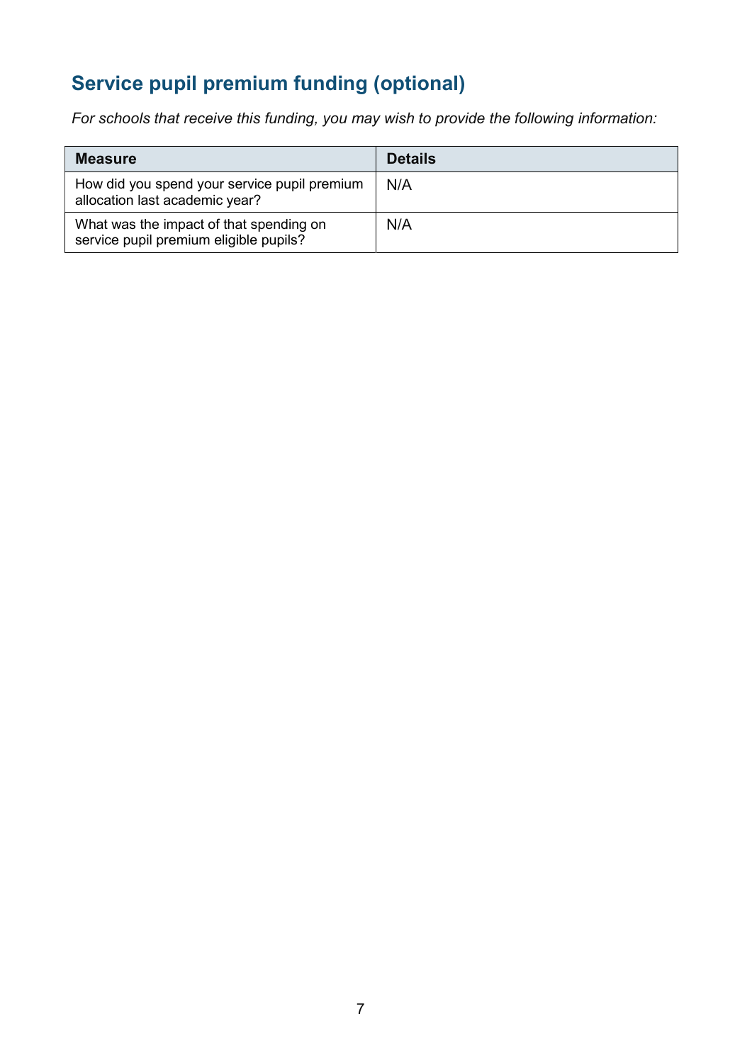## Service pupil premium funding (optional)

*For schools that receive this funding, you may wish to provide the following information:*

| Measure | Details |
|---|---|
| How did you spend your service pupil premium allocation last academic year? | N/A |
| What was the impact of that spending on service pupil premium eligible pupils? | N/A |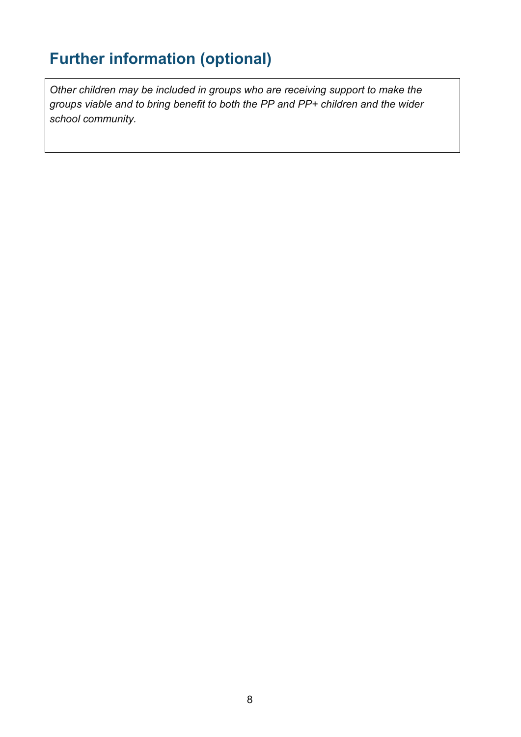## Further information (optional)

*Other children may be included in groups who are receiving support to make the groups viable and to bring benefit to both the PP and PP+ children and the wider school community.*